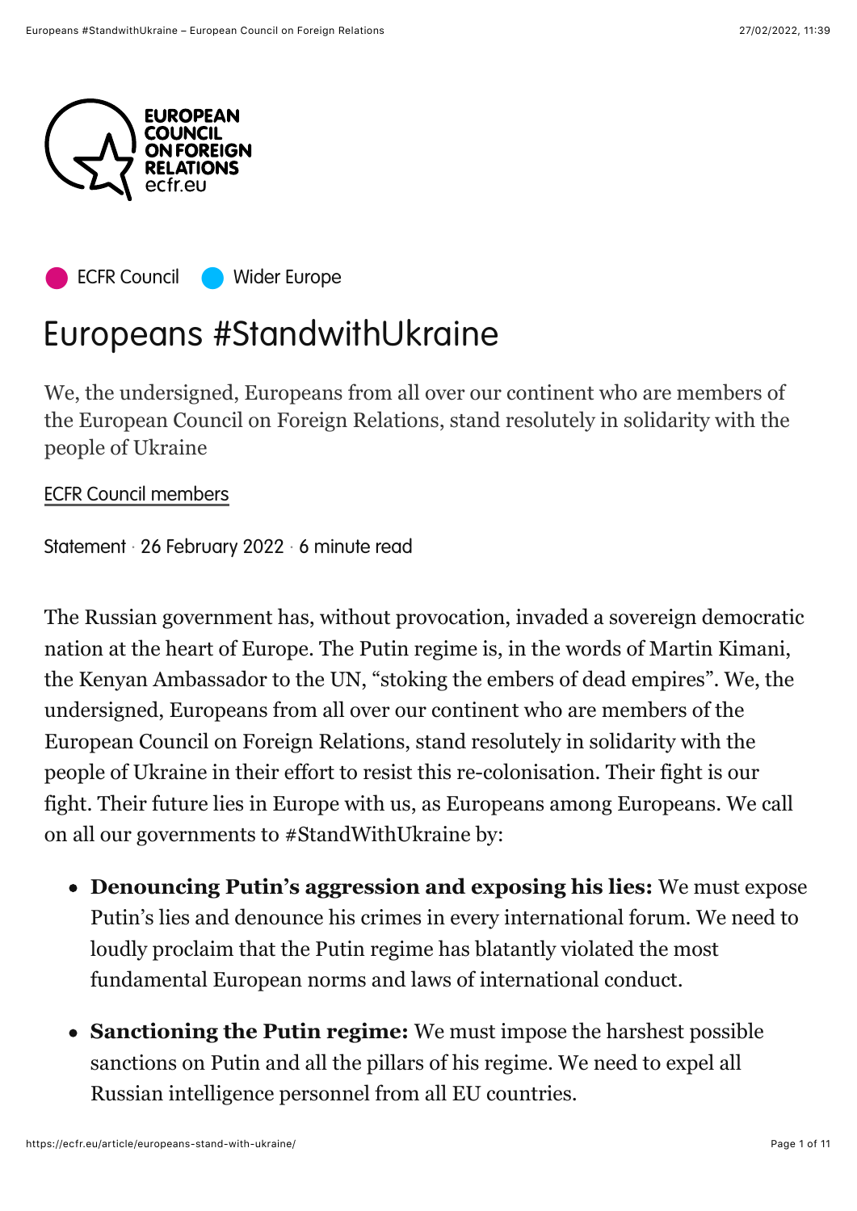ECFR Council · Wider Europe

# Europeans #StandwithUkraine

We, the undersigned, Europeans from all over our continent who are members of the European Council on Foreign Relations, stand resolutely in solidarity with the people of Ukraine

ECFR Council members

Statement · 26 February 2022 · 6 minute read

The Russian government has, without provocation, invaded a sovereign democratic nation at the heart of Europe. The Putin regime is, in the words of Martin Kimani, the Kenyan Ambassador to the UN, "stoking the embers of dead empires". We, the undersigned, Europeans from all over our continent who are members of the European Council on Foreign Relations, stand resolutely in solidarity with the people of Ukraine in their effort to resist this re-colonisation. Their fight is our fight. Their future lies in Europe with us, as Europeans among Europeans. We call on all our governments to #StandWithUkraine by:

- **Denouncing Putin's aggression and exposing his lies:** We must expose Putin's lies and denounce his crimes in every international forum. We need to loudly proclaim that the Putin regime has blatantly violated the most fundamental European norms and laws of international conduct.
- **Sanctioning the Putin regime:** We must impose the harshest possible sanctions on Putin and all the pillars of his regime. We need to expel all Russian intelligence personnel from all EU countries.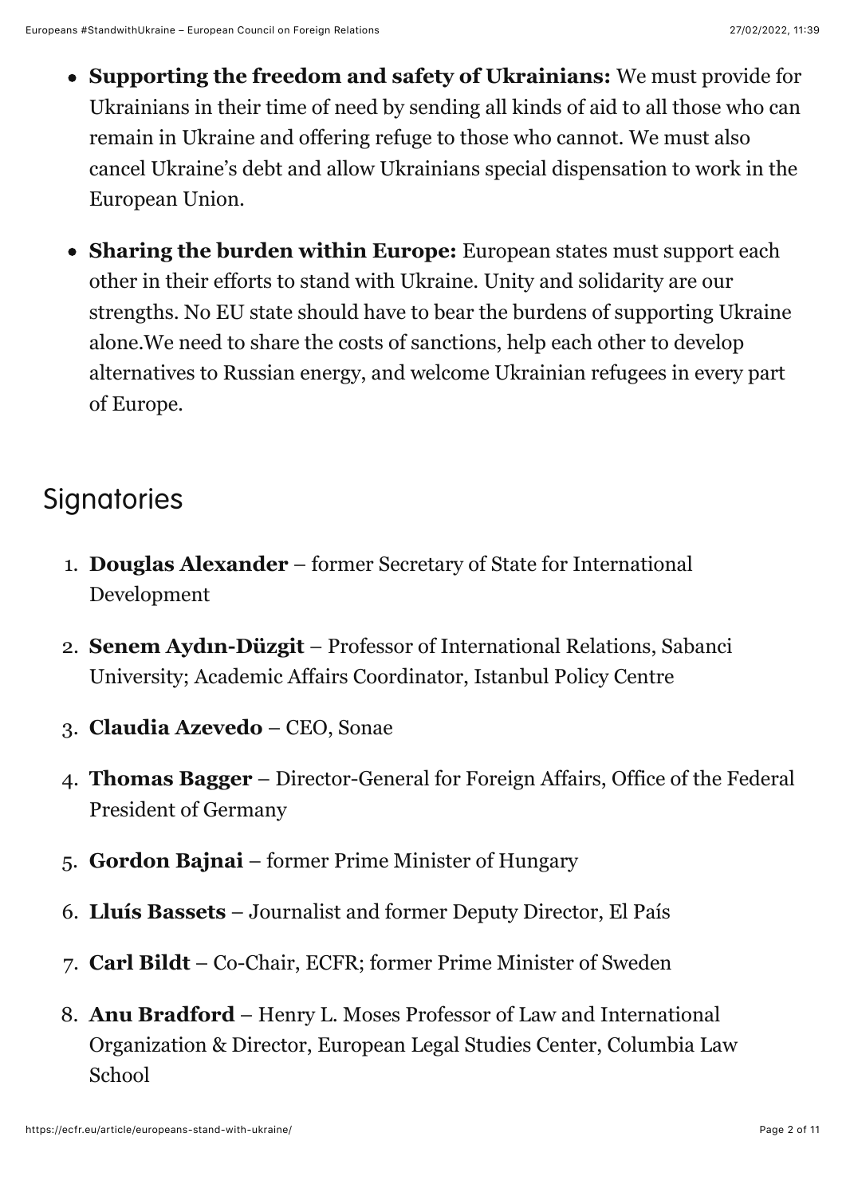- **Supporting the freedom and safety of Ukrainians:** We must provide for Ukrainians in their time of need by sending all kinds of aid to all those who can remain in Ukraine and offering refuge to those who cannot. We must also cancel Ukraine's debt and allow Ukrainians special dispensation to work in the European Union.
- **Sharing the burden within Europe:** European states must support each other in their efforts to stand with Ukraine. Unity and solidarity are our strengths. No EU state should have to bear the burdens of supporting Ukraine alone.We need to share the costs of sanctions, help each other to develop alternatives to Russian energy, and welcome Ukrainian refugees in every part of Europe.

## Signatories

1. **Douglas Alexander** – former Secretary of State for International Development
2. **Senem Aydın-Düzgit** – Professor of International Relations, Sabanci University; Academic Affairs Coordinator, Istanbul Policy Centre
3. **Claudia Azevedo** – CEO, Sonae
4. **Thomas Bagger** – Director-General for Foreign Affairs, Office of the Federal President of Germany
5. **Gordon Bajnai** – former Prime Minister of Hungary
6. **Lluís Bassets** – Journalist and former Deputy Director, El País
7. **Carl Bildt** – Co-Chair, ECFR; former Prime Minister of Sweden
8. **Anu Bradford** – Henry L. Moses Professor of Law and International Organization & Director, European Legal Studies Center, Columbia Law School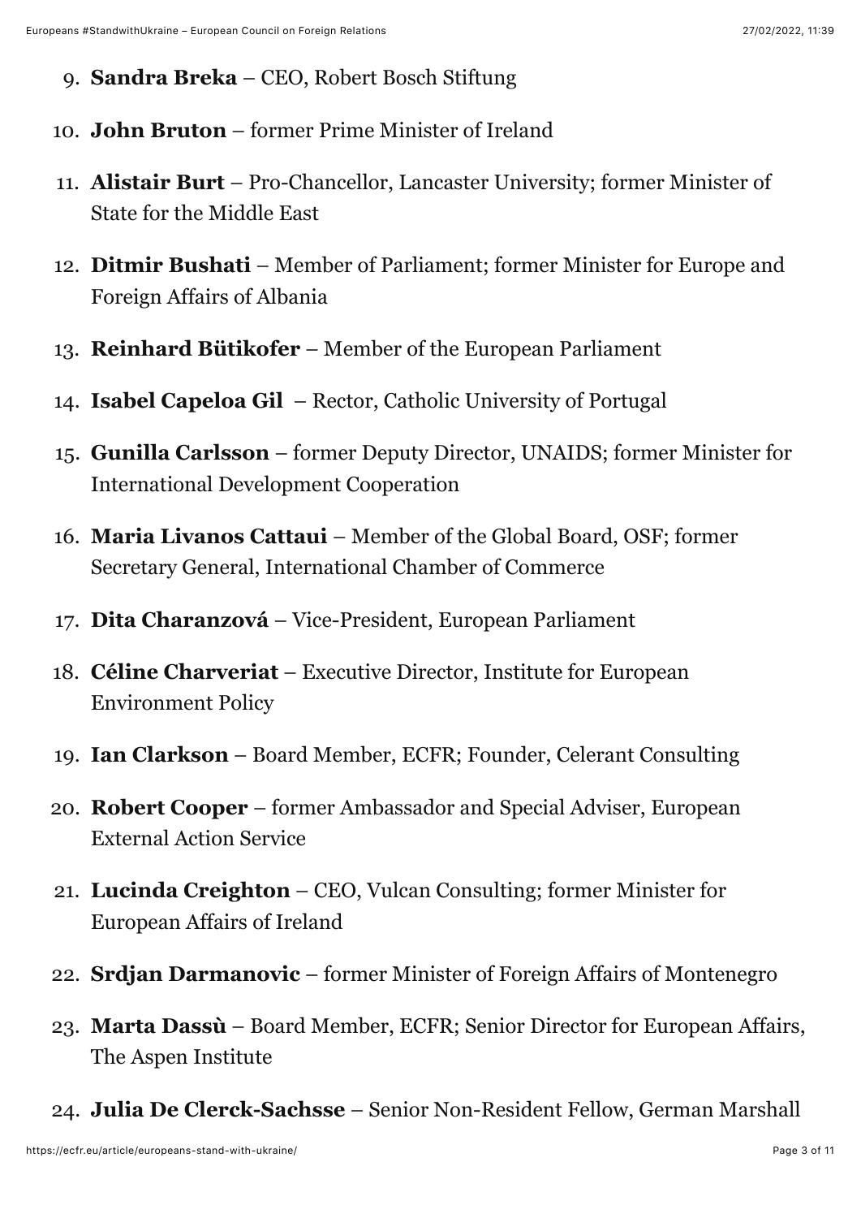9. **Sandra Breka** – CEO, Robert Bosch Stiftung
10. **John Bruton** – former Prime Minister of Ireland
11. **Alistair Burt** – Pro-Chancellor, Lancaster University; former Minister of State for the Middle East
12. **Ditmir Bushati** – Member of Parliament; former Minister for Europe and Foreign Affairs of Albania
13. **Reinhard Bütikofer** – Member of the European Parliament
14. **Isabel Capeloa Gil** – Rector, Catholic University of Portugal
15. **Gunilla Carlsson** – former Deputy Director, UNAIDS; former Minister for International Development Cooperation
16. **Maria Livanos Cattaui** – Member of the Global Board, OSF; former Secretary General, International Chamber of Commerce
17. **Dita Charanzová** – Vice-President, European Parliament
18. **Céline Charveriat** – Executive Director, Institute for European Environment Policy
19. **Ian Clarkson** – Board Member, ECFR; Founder, Celerant Consulting
20. **Robert Cooper** – former Ambassador and Special Adviser, European External Action Service
21. **Lucinda Creighton** – CEO, Vulcan Consulting; former Minister for European Affairs of Ireland
22. **Srdjan Darmanovic** – former Minister of Foreign Affairs of Montenegro
23. **Marta Dassù** – Board Member, ECFR; Senior Director for European Affairs, The Aspen Institute
24. **Julia De Clerck-Sachsse** – Senior Non-Resident Fellow, German Marshall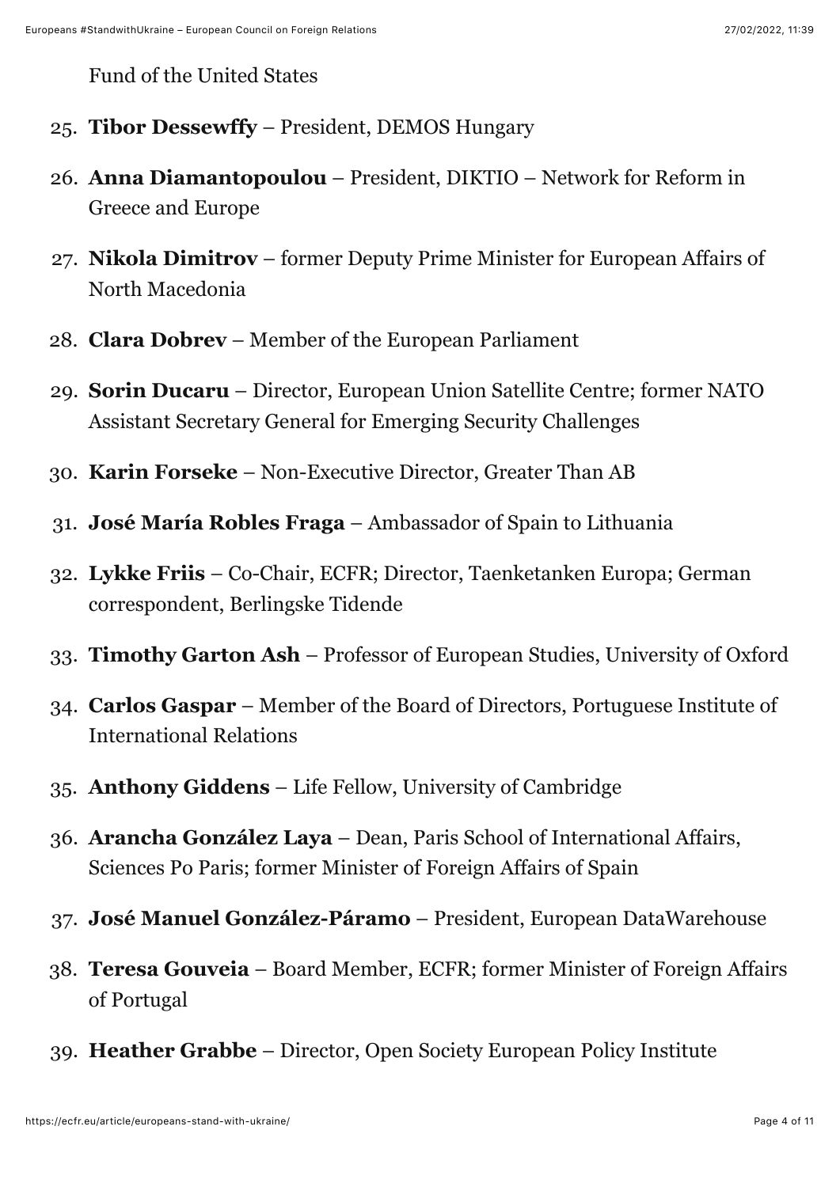Fund of the United States

25. **Tibor Dessewffy** – President, DEMOS Hungary
26. **Anna Diamantopoulou** – President, DIKTIO – Network for Reform in Greece and Europe
27. **Nikola Dimitrov** – former Deputy Prime Minister for European Affairs of North Macedonia
28. **Clara Dobrev** – Member of the European Parliament
29. **Sorin Ducaru** – Director, European Union Satellite Centre; former NATO Assistant Secretary General for Emerging Security Challenges
30. **Karin Forseke** – Non-Executive Director, Greater Than AB
31. **José María Robles Fraga** – Ambassador of Spain to Lithuania
32. **Lykke Friis** – Co-Chair, ECFR; Director, Taenketanken Europa; German correspondent, Berlingske Tidende
33. **Timothy Garton Ash** – Professor of European Studies, University of Oxford
34. **Carlos Gaspar** – Member of the Board of Directors, Portuguese Institute of International Relations
35. **Anthony Giddens** – Life Fellow, University of Cambridge
36. **Arancha González Laya** – Dean, Paris School of International Affairs, Sciences Po Paris; former Minister of Foreign Affairs of Spain
37. **José Manuel González-Páramo** – President, European DataWarehouse
38. **Teresa Gouveia** – Board Member, ECFR; former Minister of Foreign Affairs of Portugal
39. **Heather Grabbe** – Director, Open Society European Policy Institute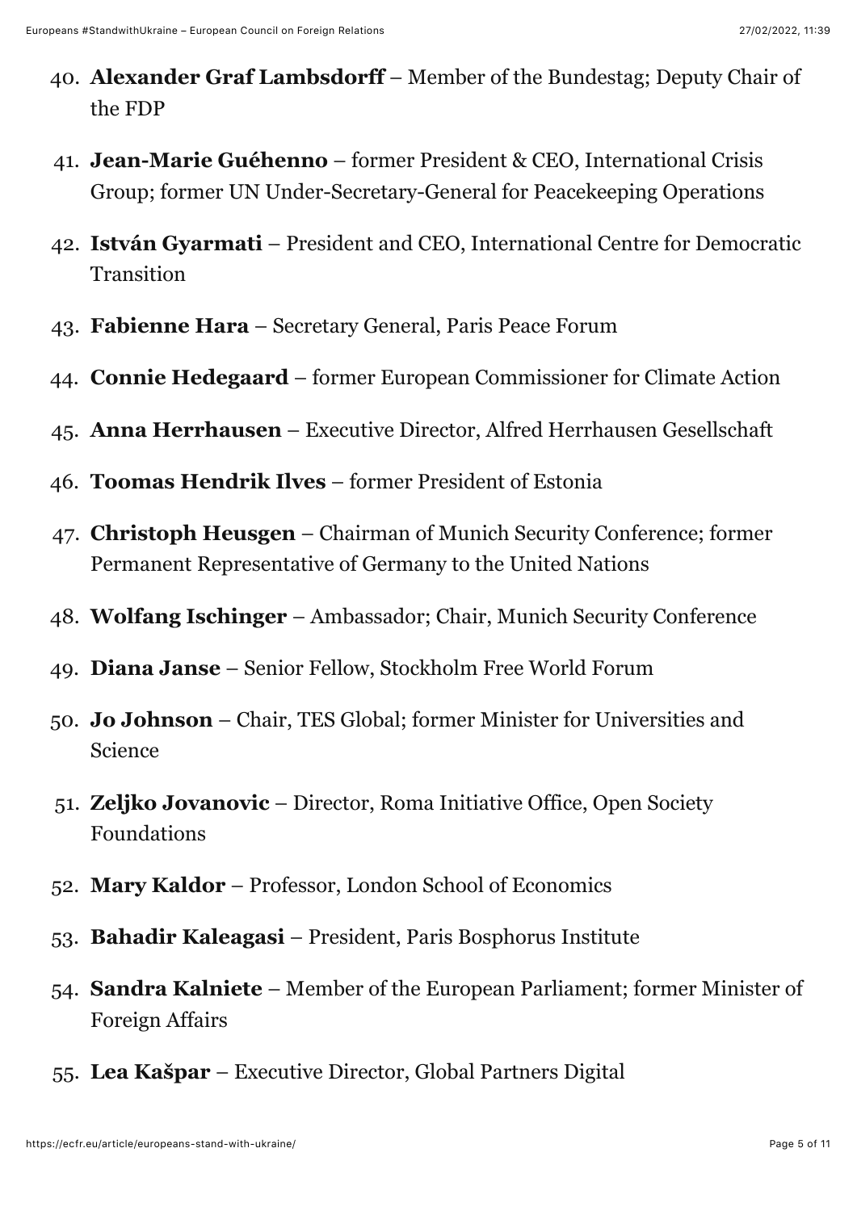40. **Alexander Graf Lambsdorff** – Member of the Bundestag; Deputy Chair of the FDP
41. **Jean-Marie Guéhenno** – former President & CEO, International Crisis Group; former UN Under-Secretary-General for Peacekeeping Operations
42. **István Gyarmati** – President and CEO, International Centre for Democratic Transition
43. **Fabienne Hara** – Secretary General, Paris Peace Forum
44. **Connie Hedegaard** – former European Commissioner for Climate Action
45. **Anna Herrhausen** – Executive Director, Alfred Herrhausen Gesellschaft
46. **Toomas Hendrik Ilves** – former President of Estonia
47. **Christoph Heusgen** – Chairman of Munich Security Conference; former Permanent Representative of Germany to the United Nations
48. **Wolfang Ischinger** – Ambassador; Chair, Munich Security Conference
49. **Diana Janse** – Senior Fellow, Stockholm Free World Forum
50. **Jo Johnson** – Chair, TES Global; former Minister for Universities and Science
51. **Zeljko Jovanovic** – Director, Roma Initiative Office, Open Society Foundations
52. **Mary Kaldor** – Professor, London School of Economics
53. **Bahadir Kaleagasi** – President, Paris Bosphorus Institute
54. **Sandra Kalniete** – Member of the European Parliament; former Minister of Foreign Affairs
55. **Lea Kašpar** – Executive Director, Global Partners Digital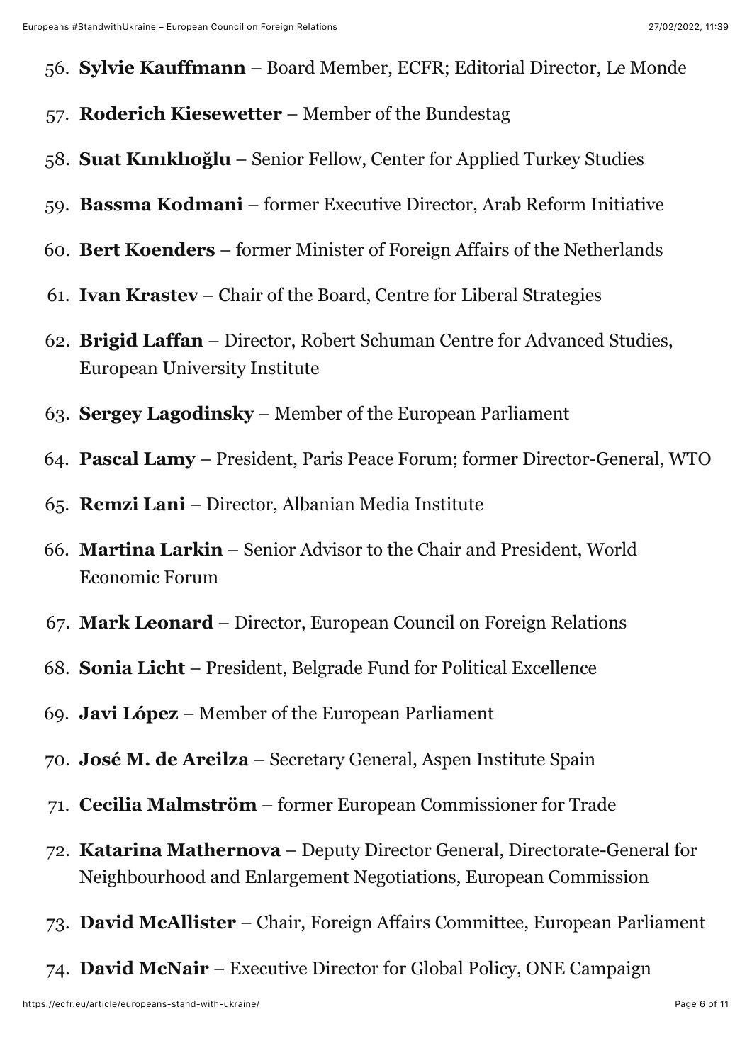56. **Sylvie Kauffmann** – Board Member, ECFR; Editorial Director, Le Monde
57. **Roderich Kiesewetter** – Member of the Bundestag
58. **Suat Kınıklıoğlu** – Senior Fellow, Center for Applied Turkey Studies
59. **Bassma Kodmani** – former Executive Director, Arab Reform Initiative
60. **Bert Koenders** – former Minister of Foreign Affairs of the Netherlands
61. **Ivan Krastev** – Chair of the Board, Centre for Liberal Strategies
62. **Brigid Laffan** – Director, Robert Schuman Centre for Advanced Studies, European University Institute
63. **Sergey Lagodinsky** – Member of the European Parliament
64. **Pascal Lamy** – President, Paris Peace Forum; former Director-General, WTO
65. **Remzi Lani** – Director, Albanian Media Institute
66. **Martina Larkin** – Senior Advisor to the Chair and President, World Economic Forum
67. **Mark Leonard** – Director, European Council on Foreign Relations
68. **Sonia Licht** – President, Belgrade Fund for Political Excellence
69. **Javi López** – Member of the European Parliament
70. **José M. de Areilza** – Secretary General, Aspen Institute Spain
71. **Cecilia Malmström** – former European Commissioner for Trade
72. **Katarina Mathernova** – Deputy Director General, Directorate-General for Neighbourhood and Enlargement Negotiations, European Commission
73. **David McAllister** – Chair, Foreign Affairs Committee, European Parliament
74. **David McNair** – Executive Director for Global Policy, ONE Campaign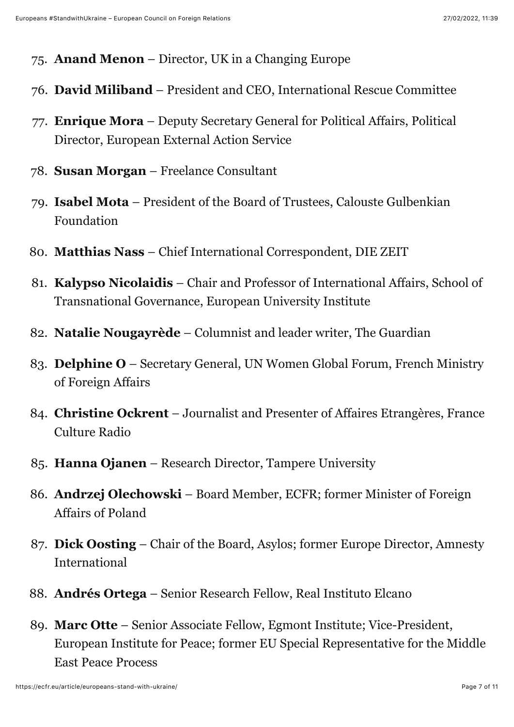75. **Anand Menon** – Director, UK in a Changing Europe
76. **David Miliband** – President and CEO, International Rescue Committee
77. **Enrique Mora** – Deputy Secretary General for Political Affairs, Political Director, European External Action Service
78. **Susan Morgan** – Freelance Consultant
79. **Isabel Mota** – President of the Board of Trustees, Calouste Gulbenkian Foundation
80. **Matthias Nass** – Chief International Correspondent, DIE ZEIT
81. **Kalypso Nicolaidis** – Chair and Professor of International Affairs, School of Transnational Governance, European University Institute
82. **Natalie Nougayrède** – Columnist and leader writer, The Guardian
83. **Delphine O** – Secretary General, UN Women Global Forum, French Ministry of Foreign Affairs
84. **Christine Ockrent** – Journalist and Presenter of Affaires Etrangères, France Culture Radio
85. **Hanna Ojanen** – Research Director, Tampere University
86. **Andrzej Olechowski** – Board Member, ECFR; former Minister of Foreign Affairs of Poland
87. **Dick Oosting** – Chair of the Board, Asylos; former Europe Director, Amnesty International
88. **Andrés Ortega** – Senior Research Fellow, Real Instituto Elcano
89. **Marc Otte** – Senior Associate Fellow, Egmont Institute; Vice-President, European Institute for Peace; former EU Special Representative for the Middle East Peace Process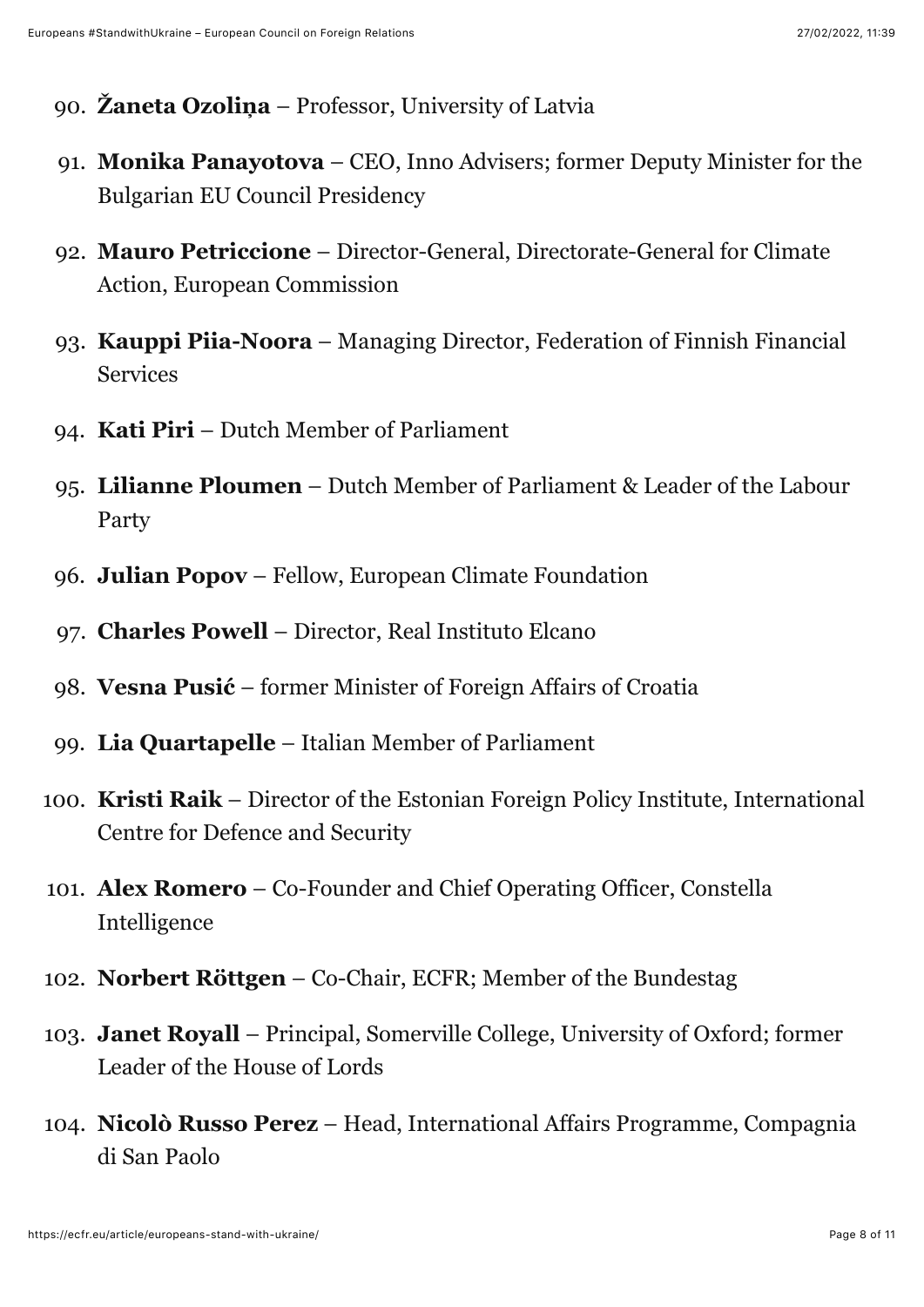90. **Žaneta Ozoliņa** – Professor, University of Latvia
91. **Monika Panayotova** – CEO, Inno Advisers; former Deputy Minister for the Bulgarian EU Council Presidency
92. **Mauro Petriccione** – Director-General, Directorate-General for Climate Action, European Commission
93. **Kauppi Piia-Noora** – Managing Director, Federation of Finnish Financial Services
94. **Kati Piri** – Dutch Member of Parliament
95. **Lilianne Ploumen** – Dutch Member of Parliament & Leader of the Labour Party
96. **Julian Popov** – Fellow, European Climate Foundation
97. **Charles Powell** – Director, Real Instituto Elcano
98. **Vesna Pusić** – former Minister of Foreign Affairs of Croatia
99. **Lia Quartapelle** – Italian Member of Parliament
100. **Kristi Raik** – Director of the Estonian Foreign Policy Institute, International Centre for Defence and Security
101. **Alex Romero** – Co-Founder and Chief Operating Officer, Constella Intelligence
102. **Norbert Röttgen** – Co-Chair, ECFR; Member of the Bundestag
103. **Janet Royall** – Principal, Somerville College, University of Oxford; former Leader of the House of Lords
104. **Nicolò Russo Perez** – Head, International Affairs Programme, Compagnia di San Paolo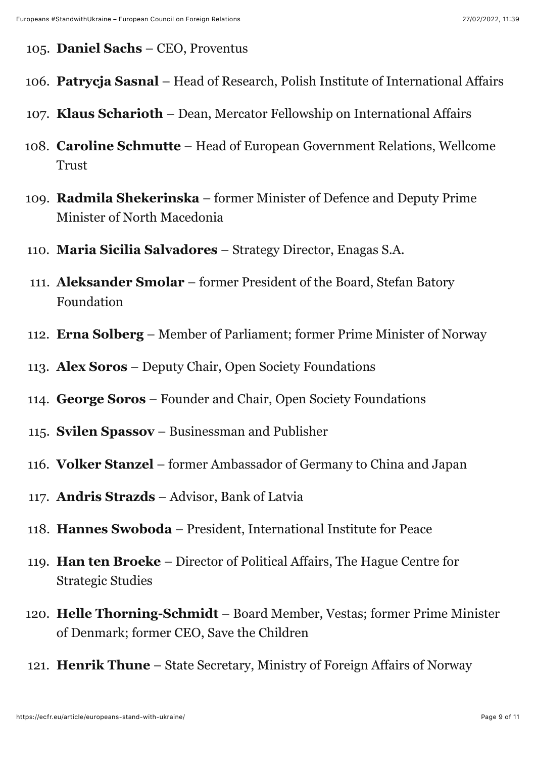105. **Daniel Sachs** – CEO, Proventus
106. **Patrycja Sasnal** – Head of Research, Polish Institute of International Affairs
107. **Klaus Scharioth** – Dean, Mercator Fellowship on International Affairs
108. **Caroline Schmutte** – Head of European Government Relations, Wellcome Trust
109. **Radmila Shekerinska** – former Minister of Defence and Deputy Prime Minister of North Macedonia
110. **Maria Sicilia Salvadores** – Strategy Director, Enagas S.A.
111. **Aleksander Smolar** – former President of the Board, Stefan Batory Foundation
112. **Erna Solberg** – Member of Parliament; former Prime Minister of Norway
113. **Alex Soros** – Deputy Chair, Open Society Foundations
114. **George Soros** – Founder and Chair, Open Society Foundations
115. **Svilen Spassov** – Businessman and Publisher
116. **Volker Stanzel** – former Ambassador of Germany to China and Japan
117. **Andris Strazds** – Advisor, Bank of Latvia
118. **Hannes Swoboda** – President, International Institute for Peace
119. **Han ten Broeke** – Director of Political Affairs, The Hague Centre for Strategic Studies
120. **Helle Thorning-Schmidt** – Board Member, Vestas; former Prime Minister of Denmark; former CEO, Save the Children
121. **Henrik Thune** – State Secretary, Ministry of Foreign Affairs of Norway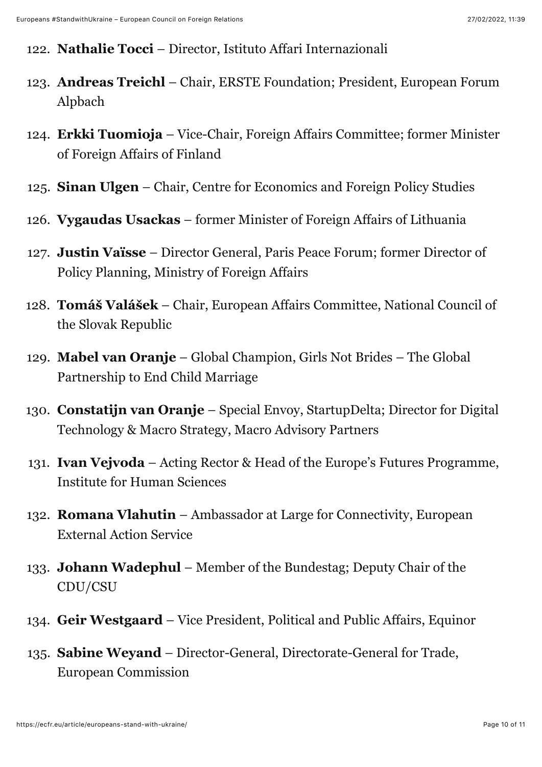122. **Nathalie Tocci** – Director, Istituto Affari Internazionali
123. **Andreas Treichl** – Chair, ERSTE Foundation; President, European Forum Alpbach
124. **Erkki Tuomioja** – Vice-Chair, Foreign Affairs Committee; former Minister of Foreign Affairs of Finland
125. **Sinan Ulgen** – Chair, Centre for Economics and Foreign Policy Studies
126. **Vygaudas Usackas** – former Minister of Foreign Affairs of Lithuania
127. **Justin Vaïsse** – Director General, Paris Peace Forum; former Director of Policy Planning, Ministry of Foreign Affairs
128. **Tomáš Valášek** – Chair, European Affairs Committee, National Council of the Slovak Republic
129. **Mabel van Oranje** – Global Champion, Girls Not Brides – The Global Partnership to End Child Marriage
130. **Constatijn van Oranje** – Special Envoy, StartupDelta; Director for Digital Technology & Macro Strategy, Macro Advisory Partners
131. **Ivan Vejvoda** – Acting Rector & Head of the Europe's Futures Programme, Institute for Human Sciences
132. **Romana Vlahutin** – Ambassador at Large for Connectivity, European External Action Service
133. **Johann Wadephul** – Member of the Bundestag; Deputy Chair of the CDU/CSU
134. **Geir Westgaard** – Vice President, Political and Public Affairs, Equinor
135. **Sabine Weyand** – Director-General, Directorate-General for Trade, European Commission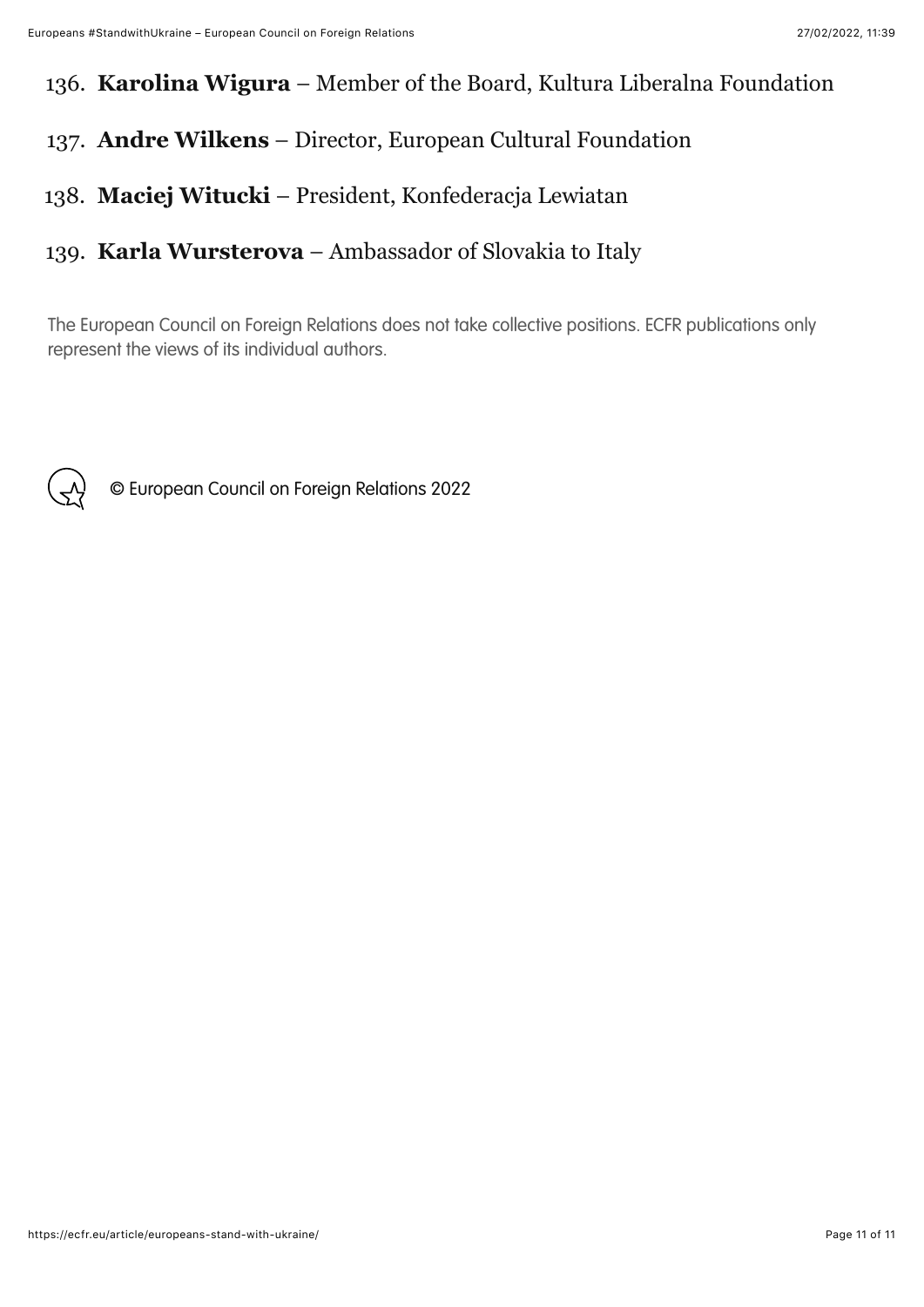136. **Karolina Wigura** – Member of the Board, Kultura Liberalna Foundation
137. **Andre Wilkens** – Director, European Cultural Foundation
138. **Maciej Witucki** – President, Konfederacja Lewiatan
139. **Karla Wursterova** – Ambassador of Slovakia to Italy

The European Council on Foreign Relations does not take collective positions. ECFR publications only represent the views of its individual authors.

© European Council on Foreign Relations 2022